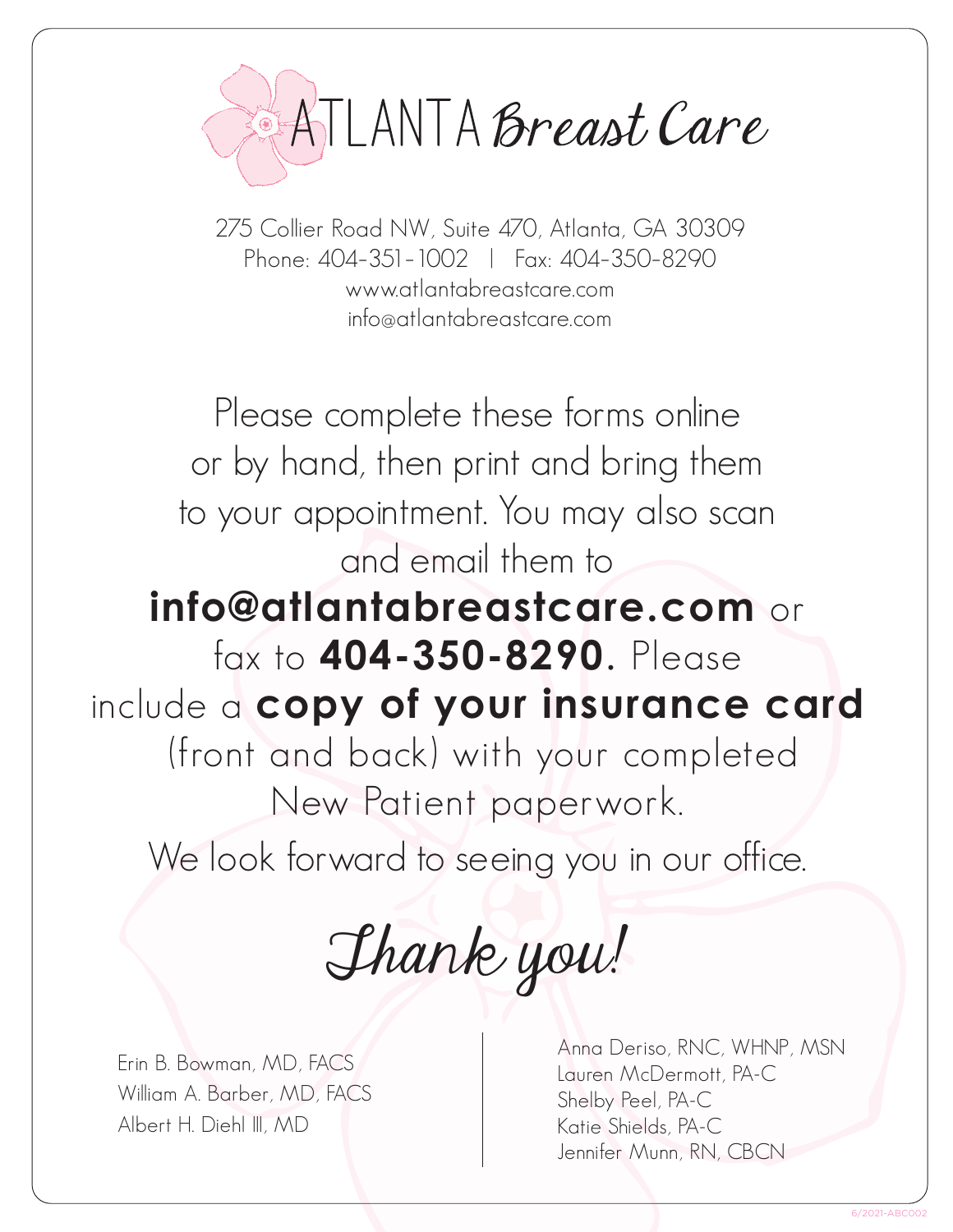# ATLANTA *Breast Care*

275 Collier Road NW, Suite 470, Atlanta, GA 30309
Phone: 404-351-1002 | Fax: 404-350-8290
www.atlantabreastcare.com
info@atlantabreastcare.com

Please complete these forms online or by hand, then print and bring them to your appointment. You may also scan and email them to **info@atlantabreastcare.com** or fax to **404-350-8290.** Please include a **copy of your insurance card** (front and back) with your completed New Patient paperwork.

We look forward to seeing you in our office.

*Thank you!*

Erin B. Bowman, MD, FACS
William A. Barber, MD, FACS
Albert H. Diehl III, MD

Anna Deriso, RNC, WHNP, MSN
Lauren McDermott, PA-C
Shelby Peel, PA-C
Katie Shields, PA-C
Jennifer Munn, RN, CBCN

6/2021-ABC002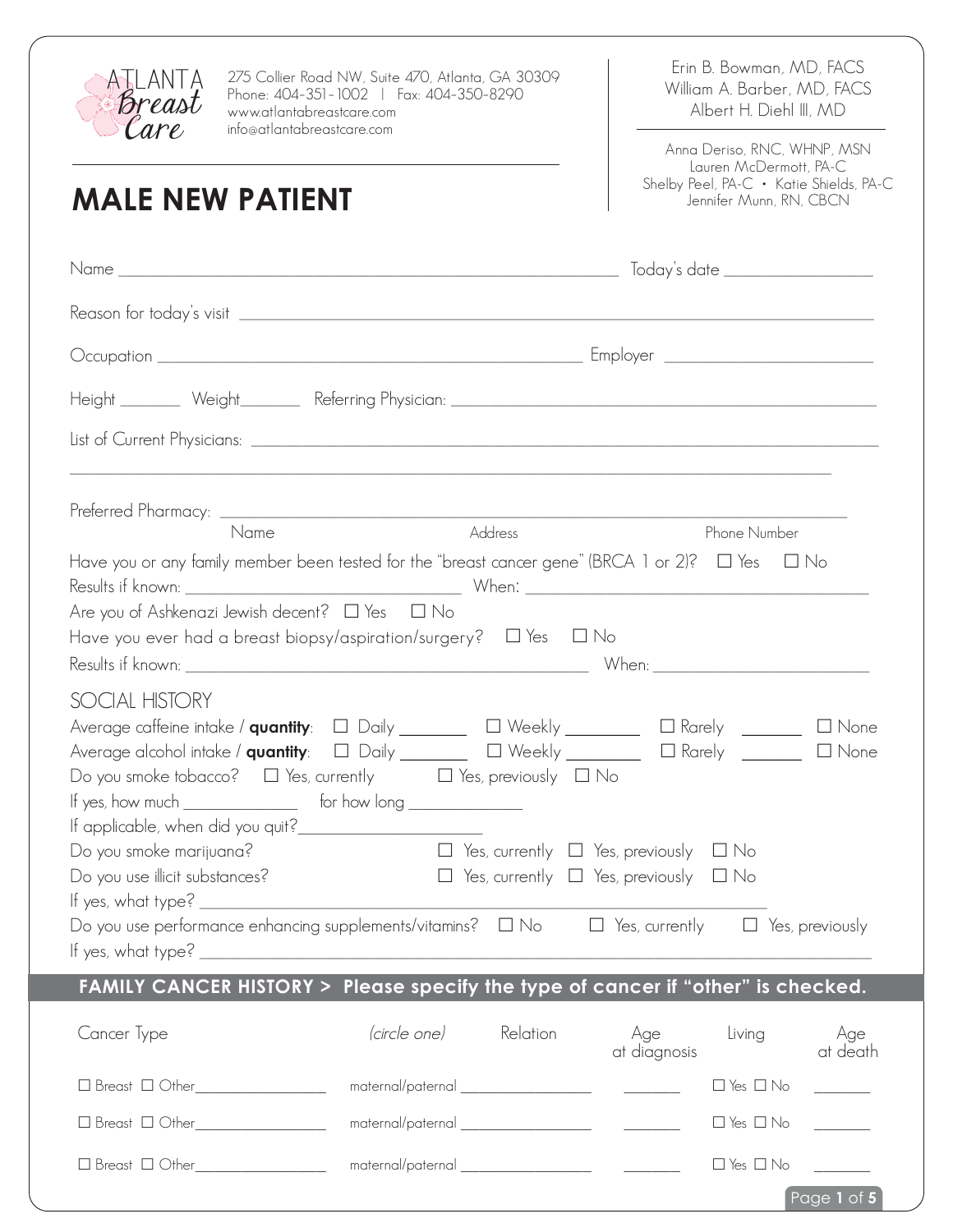ATLANTA Breast Care

275 Collier Road NW, Suite 470, Atlanta, GA 30309
Phone: 404-351-1002 | Fax: 404-350-8290
www.atlantabreastcare.com
info@atlantabreastcare.com

Erin B. Bowman, MD, FACS
William A. Barber, MD, FACS
Albert H. Diehl III, MD

Anna Deriso, RNC, WHNP, MSN
Lauren McDermott, PA-C
Shelby Peel, PA-C • Katie Shields, PA-C
Jennifer Munn, RN, CBCN

# MALE NEW PATIENT

Name ______________________________ Today's date ______________

Reason for today's visit ______________________________

Occupation ______________________________ Employer ______________

Height _______ Weight_______ Referring Physician: ______________________________

List of Current Physicians: ______________________________

______________________________

Preferred Pharmacy: ______________________________
Name | Address | Phone Number

Have you or any family member been tested for the "breast cancer gene" (BRCA 1 or 2)? ☐ Yes ☐ No
Results if known: ______________ When: ______________

Are you of Ashkenazi Jewish decent? ☐ Yes ☐ No

Have you ever had a breast biopsy/aspiration/surgery? ☐ Yes ☐ No
Results if known: ______________ When: ______________

## SOCIAL HISTORY

Average caffeine intake / **quantity**: ☐ Daily _______ ☐ Weekly _______ ☐ Rarely _______ ☐ None

Average alcohol intake / **quantity**: ☐ Daily _______ ☐ Weekly _______ ☐ Rarely _______ ☐ None

Do you smoke tobacco? ☐ Yes, currently ☐ Yes, previously ☐ No

If yes, how much ______________ for how long ______________

If applicable, when did you quit?______________

Do you smoke marijuana? ☐ Yes, currently ☐ Yes, previously ☐ No

Do you use illicit substances? ☐ Yes, currently ☐ Yes, previously ☐ No

If yes, what type? ______________________________

Do you use performance enhancing supplements/vitamins? ☐ No ☐ Yes, currently ☐ Yes, previously

If yes, what type? ______________________________

## FAMILY CANCER HISTORY > Please specify the type of cancer if "other" is checked.

| Cancer Type | *(circle one)* Relation | Age at diagnosis | Living | Age at death |
|---|---|---|---|---|
| ☐ Breast ☐ Other__________ | maternal/paternal __________ | _______ | ☐ Yes ☐ No | _______ |
| ☐ Breast ☐ Other__________ | maternal/paternal __________ | _______ | ☐ Yes ☐ No | _______ |
| ☐ Breast ☐ Other__________ | maternal/paternal __________ | _______ | ☐ Yes ☐ No | _______ |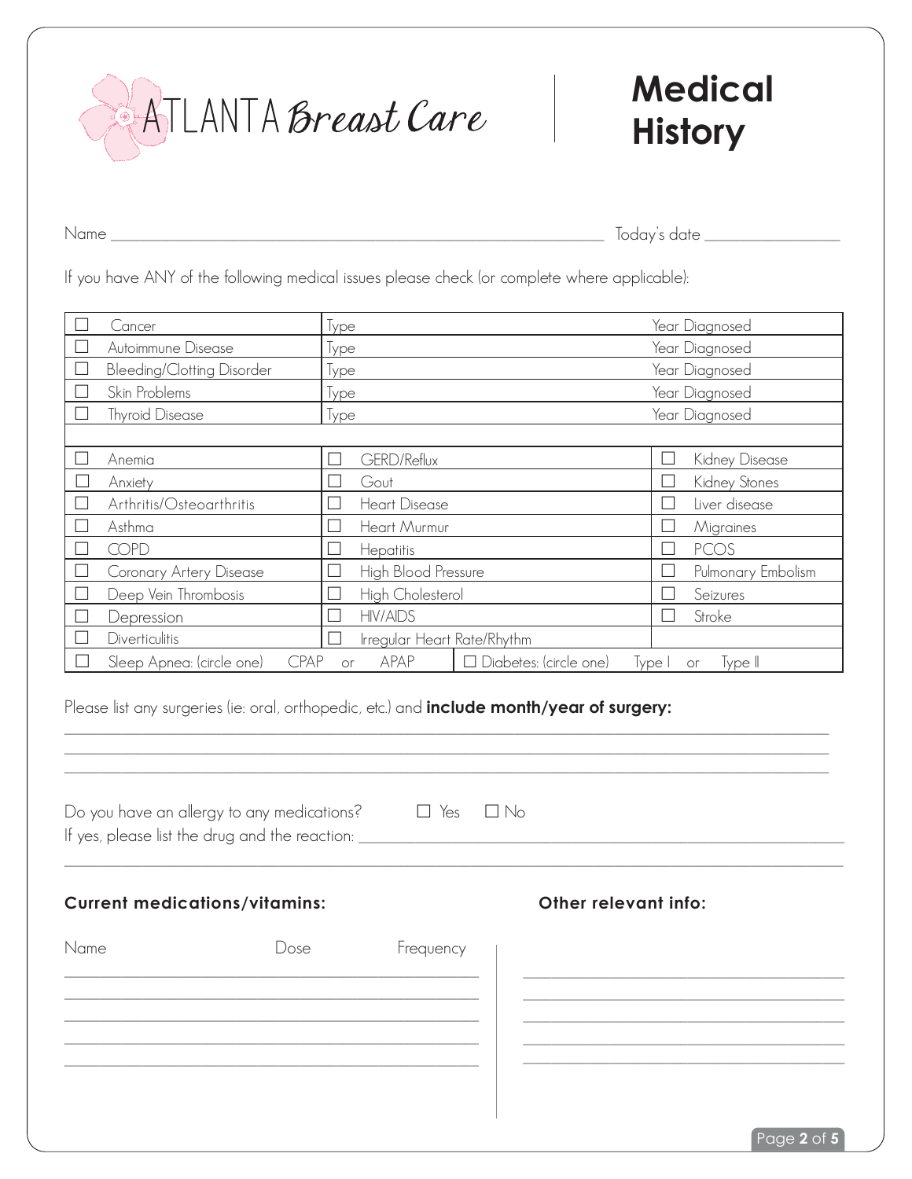ATLANTA Breast Care

# Medical History

Name ______________________________ Today's date ________________

If you have ANY of the following medical issues please check (or complete where applicable):

| | | |
|---|---|---|
| ☐ Cancer | Type | Year Diagnosed |
| ☐ Autoimmune Disease | Type | Year Diagnosed |
| ☐ Bleeding/Clotting Disorder | Type | Year Diagnosed |
| ☐ Skin Problems | Type | Year Diagnosed |
| ☐ Thyroid Disease | Type | Year Diagnosed |

| | | |
|---|---|---|
| ☐ Anemia | ☐ GERD/Reflux | ☐ Kidney Disease |
| ☐ Anxiety | ☐ Gout | ☐ Kidney Stones |
| ☐ Arthritis/Osteoarthritis | ☐ Heart Disease | ☐ Liver disease |
| ☐ Asthma | ☐ Heart Murmur | ☐ Migraines |
| ☐ COPD | ☐ Hepatitis | ☐ PCOS |
| ☐ Coronary Artery Disease | ☐ High Blood Pressure | ☐ Pulmonary Embolism |
| ☐ Deep Vein Thrombosis | ☐ High Cholesterol | ☐ Seizures |
| ☐ Depression | ☐ HIV/AIDS | ☐ Stroke |
| ☐ Diverticulitis | ☐ Irregular Heart Rate/Rhythm | |
| ☐ Sleep Apnea: (circle one) CPAP or APAP | ☐ Diabetes: (circle one) Type I or Type II | |

Please list any surgeries (ie: oral, orthopedic, etc.) and **include month/year of surgery:**

______________________________________________________________________

______________________________________________________________________

______________________________________________________________________

Do you have an allergy to any medications? ☐ Yes ☐ No

If yes, please list the drug and the reaction: ______________________________________________

______________________________________________________________________

**Current medications/vitamins:**

| Name | Dose | Frequency |
|---|---|---|
| | | |
| | | |
| | | |
| | | |
| | | |

**Other relevant info:**

______________________________

______________________________

______________________________

______________________________

______________________________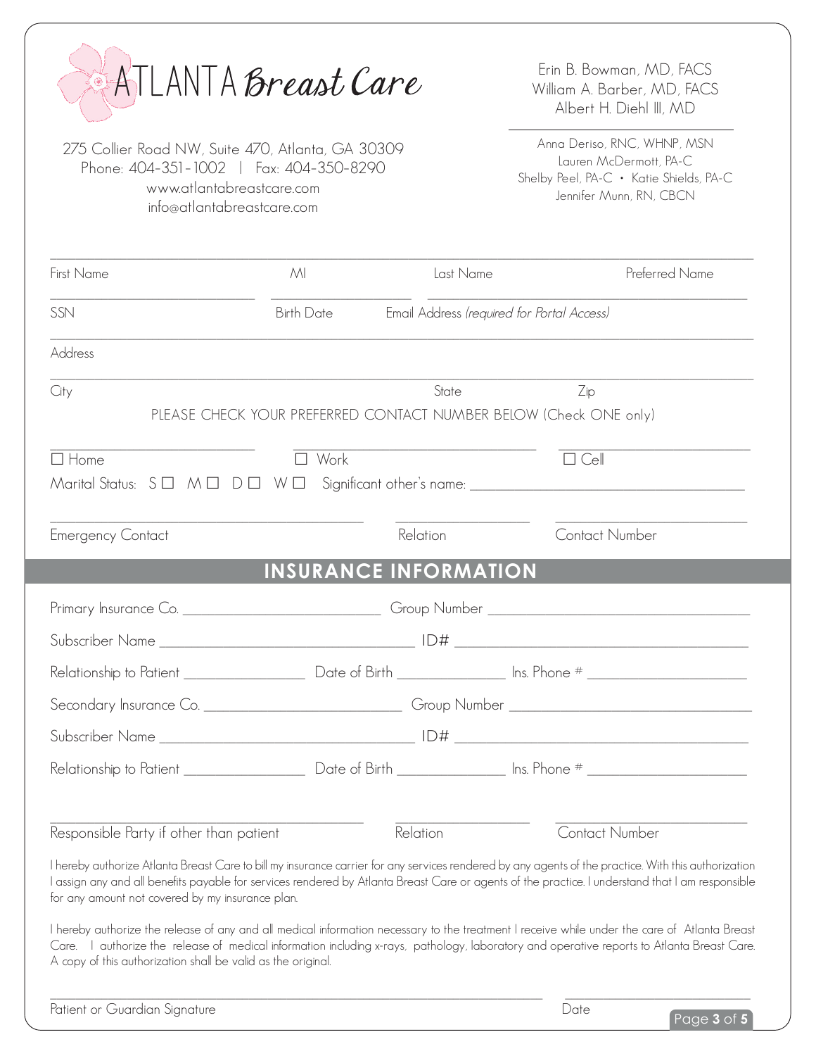# ATLANTA Breast Care

275 Collier Road NW, Suite 470, Atlanta, GA 30309
Phone: 404-351-1002 | Fax: 404-350-8290
www.atlantabreastcare.com
info@atlantabreastcare.com

Erin B. Bowman, MD, FACS
William A. Barber, MD, FACS
Albert H. Diehl III, MD

Anna Deriso, RNC, WHNP, MSN
Lauren McDermott, PA-C
Shelby Peel, PA-C • Katie Shields, PA-C
Jennifer Munn, RN, CBCN

First Name ______ MI ______ Last Name ______ Preferred Name ______

SSN ______ Birth Date ______ Email Address *(required for Portal Access)* ______

Address ______

City ______ State ______ Zip ______

PLEASE CHECK YOUR PREFERRED CONTACT NUMBER BELOW (Check ONE only)

☐ Home ______ ☐ Work ______ ☐ Cell ______

Marital Status: S ☐ M ☐ D ☐ W ☐ Significant other's name: ______

Emergency Contact ______ Relation ______ Contact Number ______

## INSURANCE INFORMATION

Primary Insurance Co. ______ Group Number ______

Subscriber Name ______ ID# ______

Relationship to Patient ______ Date of Birth ______ Ins. Phone # ______

Secondary Insurance Co. ______ Group Number ______

Subscriber Name ______ ID# ______

Relationship to Patient ______ Date of Birth ______ Ins. Phone # ______

Responsible Party if other than patient ______ Relation ______ Contact Number ______

I hereby authorize Atlanta Breast Care to bill my insurance carrier for any services rendered by any agents of the practice. With this authorization I assign any and all benefits payable for services rendered by Atlanta Breast Care or agents of the practice. I understand that I am responsible for any amount not covered by my insurance plan.

I hereby authorize the release of any and all medical information necessary to the treatment I receive while under the care of Atlanta Breast Care. I authorize the release of medical information including x-rays, pathology, laboratory and operative reports to Atlanta Breast Care. A copy of this authorization shall be valid as the original.

Patient or Guardian Signature ______ Date ______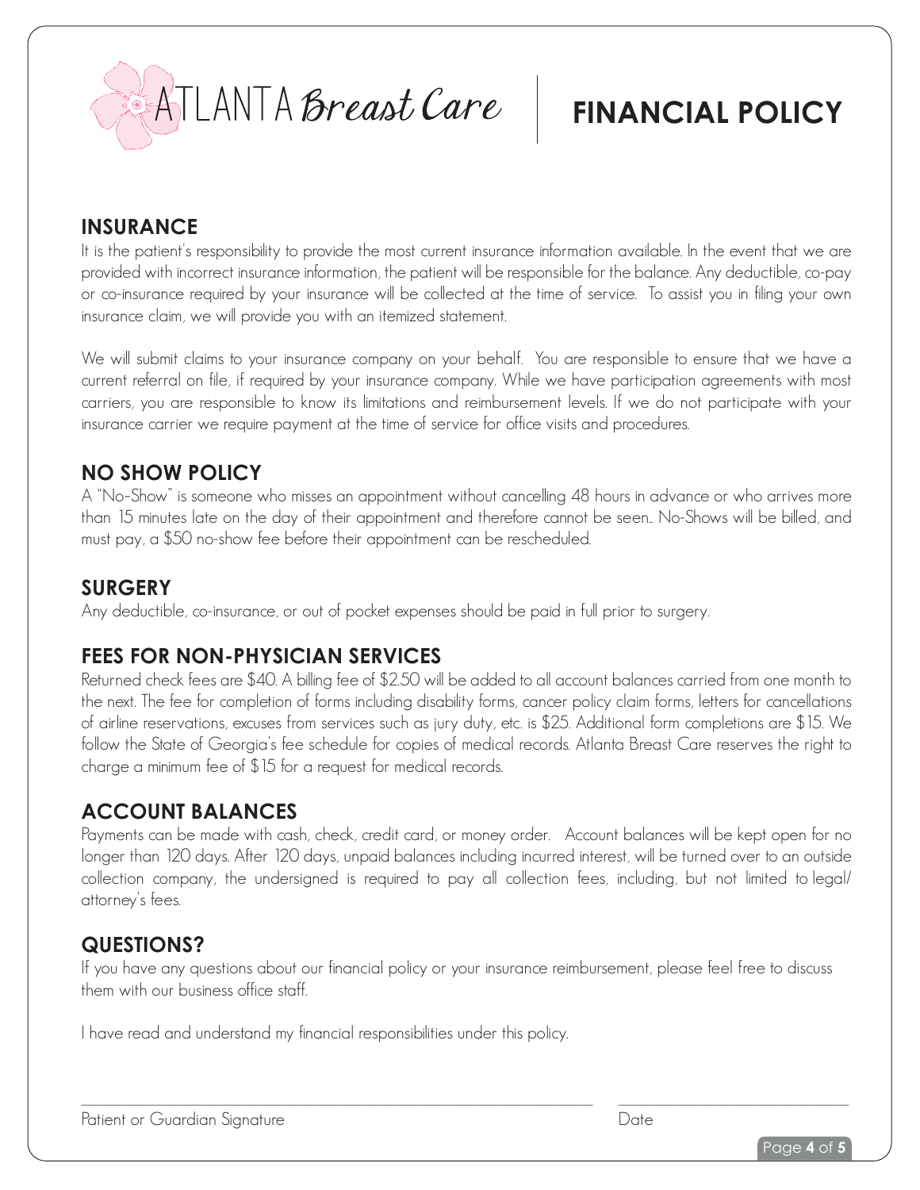# ATLANTA Breast Care | FINANCIAL POLICY

## INSURANCE

It is the patient's responsibility to provide the most current insurance information available. In the event that we are provided with incorrect insurance information, the patient will be responsible for the balance. Any deductible, co-pay or co-insurance required by your insurance will be collected at the time of service. To assist you in filing your own insurance claim, we will provide you with an itemized statement.

We will submit claims to your insurance company on your behalf. You are responsible to ensure that we have a current referral on file, if required by your insurance company. While we have participation agreements with most carriers, you are responsible to know its limitations and reimbursement levels. If we do not participate with your insurance carrier we require payment at the time of service for office visits and procedures.

## NO SHOW POLICY

A "No-Show" is someone who misses an appointment without cancelling 48 hours in advance or who arrives more than 15 minutes late on the day of their appointment and therefore cannot be seen.. No-Shows will be billed, and must pay, a $50 no-show fee before their appointment can be rescheduled.

## SURGERY

Any deductible, co-insurance, or out of pocket expenses should be paid in full prior to surgery.

## FEES FOR NON-PHYSICIAN SERVICES

Returned check fees are $40. A billing fee of $2.50 will be added to all account balances carried from one month to the next. The fee for completion of forms including disability forms, cancer policy claim forms, letters for cancellations of airline reservations, excuses from services such as jury duty, etc. is $25. Additional form completions are $15. We follow the State of Georgia's fee schedule for copies of medical records. Atlanta Breast Care reserves the right to charge a minimum fee of $15 for a request for medical records.

## ACCOUNT BALANCES

Payments can be made with cash, check, credit card, or money order. Account balances will be kept open for no longer than 120 days. After 120 days, unpaid balances including incurred interest, will be turned over to an outside collection company, the undersigned is required to pay all collection fees, including, but not limited to legal/ attorney's fees.

## QUESTIONS?

If you have any questions about our financial policy or your insurance reimbursement, please feel free to discuss them with our business office staff.

I have read and understand my financial responsibilities under this policy.

\_\_\_\_\_\_\_\_\_\_\_\_\_\_\_\_\_\_\_\_\_\_\_\_\_\_\_\_\_\_\_\_\_\_\_\_\_\_\_\_ \_\_\_\_\_\_\_\_\_\_\_\_\_\_\_\_\_\_\_\_

Patient or Guardian Signature Date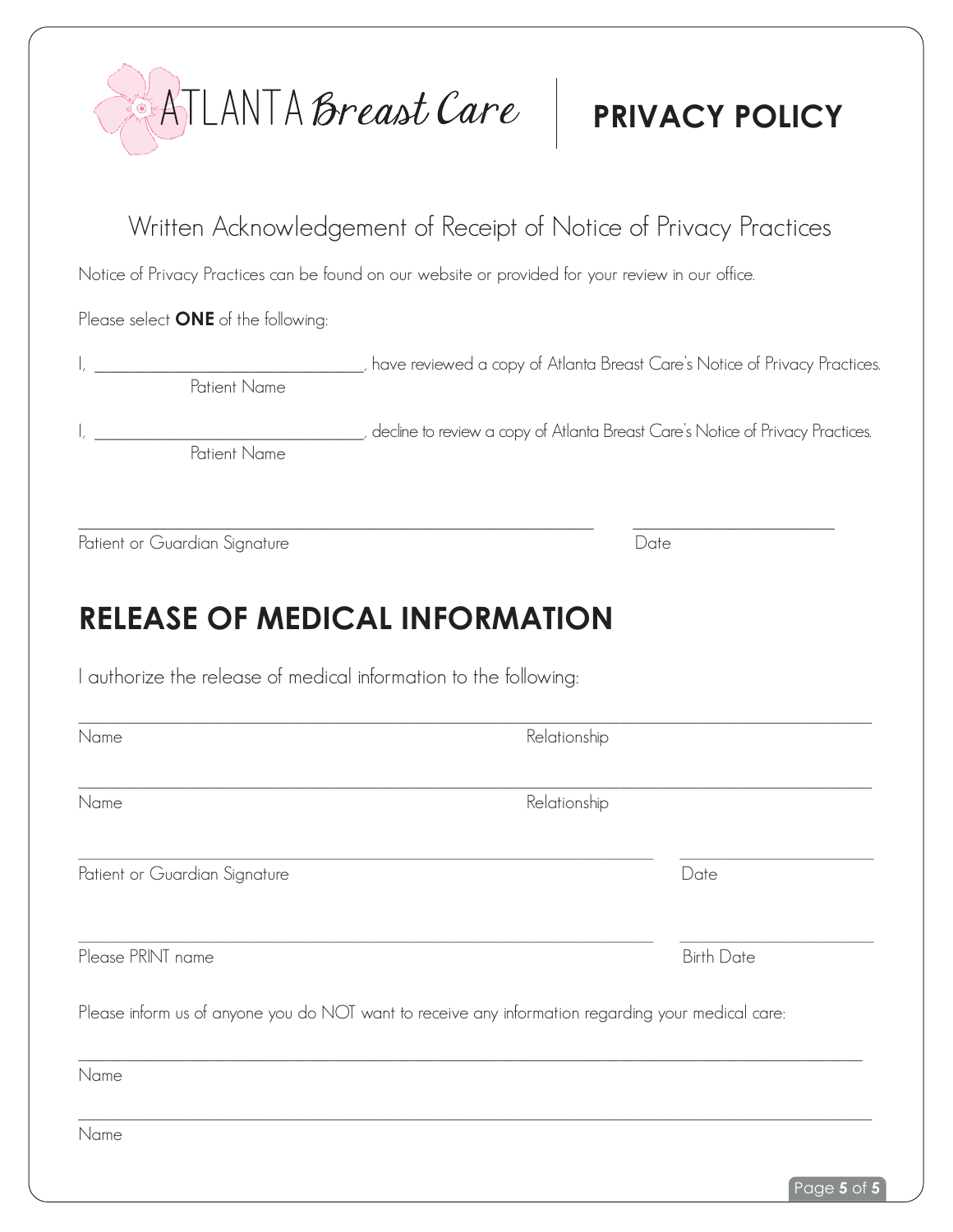ATLANTA *Breast Care*

# PRIVACY POLICY

## Written Acknowledgement of Receipt of Notice of Privacy Practices

Notice of Privacy Practices can be found on our website or provided for your review in our office.

Please select **ONE** of the following:

I, ________________________________, have reviewed a copy of Atlanta Breast Care's Notice of Privacy Practices.
Patient Name

I, ________________________________, decline to review a copy of Atlanta Breast Care's Notice of Privacy Practices.
Patient Name

______________________________________________ ________________________
Patient or Guardian Signature Date

# RELEASE OF MEDICAL INFORMATION

I authorize the release of medical information to the following:

______________________________________________________________________________
Name Relationship

______________________________________________________________________________
Name Relationship

______________________________________________ ________________________
Patient or Guardian Signature Date

______________________________________________ ________________________
Please PRINT name Birth Date

Please inform us of anyone you do NOT want to receive any information regarding your medical care:

______________________________________________________________________________
Name

______________________________________________________________________________
Name